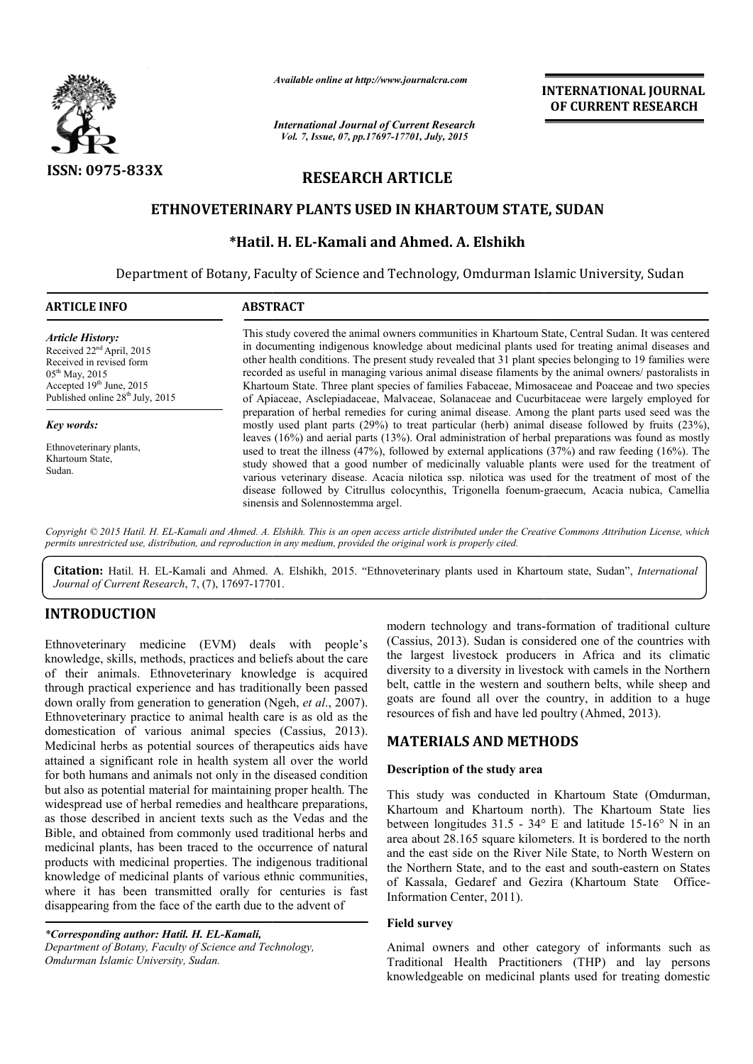ISSN: 0975-833X

*Available online at http://www.journalcra.com*

*International Journal of Current Research*
*Vol. 7, Issue, 07, pp.17697-17701, July, 2015*

INTERNATIONAL JOURNAL OF CURRENT RESEARCH

# RESEARCH ARTICLE

# ETHNOVETERINARY PLANTS USED IN KHARTOUM STATE, SUDAN

## *Hatil. H. EL-Kamali and Ahmed. A. Elshikh

Department of Botany, Faculty of Science and Technology, Omdurman Islamic University, Sudan

**ARTICLE INFO**

*Article History:*
Received 22[nd] April, 2015
Received in revised form
05[th] May, 2015
Accepted 19[th] June, 2015
Published online 28[th] July, 2015

*Key words:*

Ethnoveterinary plants,
Khartoum State,
Sudan.

**ABSTRACT**

This study covered the animal owners communities in Khartoum State, Central Sudan. It was centered in documenting indigenous knowledge about medicinal plants used for treating animal diseases and other health conditions. The present study revealed that 31 plant species belonging to 19 families were recorded as useful in managing various animal disease filaments by the animal owners/ pastoralists in Khartoum State. Three plant species of families Fabaceae, Mimosaceae and Poaceae and two species of Apiaceae, Asclepiadaceae, Malvaceae, Solanaceae and Cucurbitaceae were largely employed for preparation of herbal remedies for curing animal disease. Among the plant parts used seed was the mostly used plant parts (29%) to treat particular (herb) animal disease followed by fruits (23%), leaves (16%) and aerial parts (13%). Oral administration of herbal preparations was found as mostly used to treat the illness (47%), followed by external applications (37%) and raw feeding (16%). The study showed that a good number of medicinally valuable plants were used for the treatment of various veterinary disease. Acacia nilotica ssp. nilotica was used for the treatment of most of the disease followed by Citrullus colocynthis, Trigonella foenum-graecum, Acacia nubica, Camellia sinensis and Solennostemma argel.

*Copyright © 2015 Hatil. H. EL-Kamali and Ahmed. A. Elshikh. This is an open access article distributed under the Creative Commons Attribution License, which permits unrestricted use, distribution, and reproduction in any medium, provided the original work is properly cited.*

**Citation:** Hatil. H. EL-Kamali and Ahmed. A. Elshikh, 2015. "Ethnoveterinary plants used in Khartoum state, Sudan", *International Journal of Current Research*, 7, (7), 17697-17701.

# INTRODUCTION

Ethnoveterinary medicine (EVM) deals with people's knowledge, skills, methods, practices and beliefs about the care of their animals. Ethnoveterinary knowledge is acquired through practical experience and has traditionally been passed down orally from generation to generation (Ngeh, *et al*., 2007). Ethnoveterinary practice to animal health care is as old as the domestication of various animal species (Cassius, 2013). Medicinal herbs as potential sources of therapeutics aids have attained a significant role in health system all over the world for both humans and animals not only in the diseased condition but also as potential material for maintaining proper health. The widespread use of herbal remedies and healthcare preparations, as those described in ancient texts such as the Vedas and the Bible, and obtained from commonly used traditional herbs and medicinal plants, has been traced to the occurrence of natural products with medicinal properties. The indigenous traditional knowledge of medicinal plants of various ethnic communities, where it has been transmitted orally for centuries is fast disappearing from the face of the earth due to the advent of modern technology and trans-formation of traditional culture (Cassius, 2013). Sudan is considered one of the countries with the largest livestock producers in Africa and its climatic diversity to a diversity in livestock with camels in the Northern belt, cattle in the western and southern belts, while sheep and goats are found all over the country, in addition to a huge resources of fish and have led poultry (Ahmed, 2013).

# MATERIALS AND METHODS

### Description of the study area

This study was conducted in Khartoum State (Omdurman, Khartoum and Khartoum north). The Khartoum State lies between longitudes 31.5 - 34° E and latitude 15-16° N in an area about 28.165 square kilometers. It is bordered to the north and the east side on the River Nile State, to North Western on the Northern State, and to the east and south-eastern on States of Kassala, Gedaref and Gezira (Khartoum State Office-Information Center, 2011).

### Field survey

Animal owners and other category of informants such as Traditional Health Practitioners (THP) and lay persons knowledgeable on medicinal plants used for treating domestic

*\*Corresponding author: Hatil. H. EL-Kamali,*
*Department of Botany, Faculty of Science and Technology, Omdurman Islamic University, Sudan.*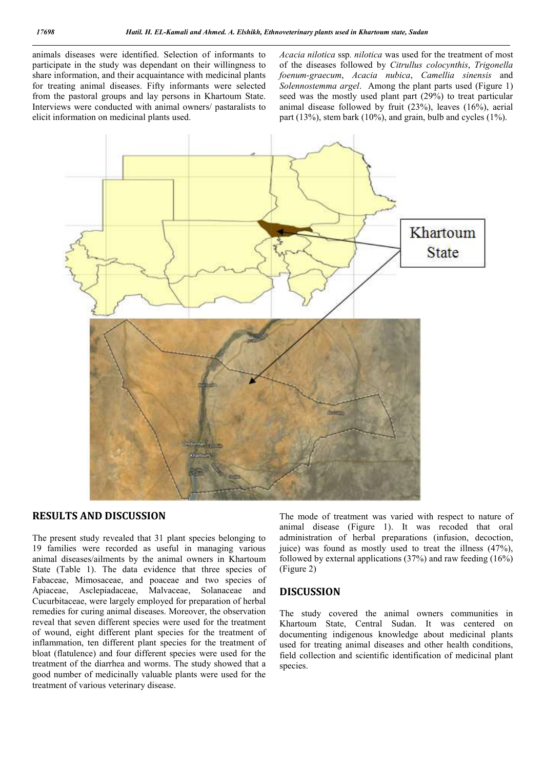animals diseases were identified. Selection of informants to participate in the study was dependant on their willingness to share information, and their acquaintance with medicinal plants for treating animal diseases. Fifty informants were selected from the pastoral groups and lay persons in Khartoum State. Interviews were conducted with animal owners/ pastaralists to elicit information on medicinal plants used.

*Acacia nilotica* ssp. *nilotica* was used for the treatment of most of the diseases followed by *Citrullus colocynthis*, *Trigonella foenum-graecum*, *Acacia nubica*, *Camellia sinensis* and *Solennostemma argel*. Among the plant parts used (Figure 1) seed was the mostly used plant part (29%) to treat particular animal disease followed by fruit (23%), leaves (16%), aerial part (13%), stem bark (10%), and grain, bulb and cycles (1%).

## RESULTS AND DISCUSSION

The present study revealed that 31 plant species belonging to 19 families were recorded as useful in managing various animal diseases/ailments by the animal owners in Khartoum State (Table 1). The data evidence that three species of Fabaceae, Mimosaceae, and poaceae and two species of Apiaceae, Asclepiadaceae, Malvaceae, Solanaceae and Cucurbitaceae, were largely employed for preparation of herbal remedies for curing animal diseases. Moreover, the observation reveal that seven different species were used for the treatment of wound, eight different plant species for the treatment of inflammation, ten different plant species for the treatment of bloat (flatulence) and four different species were used for the treatment of the diarrhea and worms. The study showed that a good number of medicinally valuable plants were used for the treatment of various veterinary disease.

The mode of treatment was varied with respect to nature of animal disease (Figure 1). It was recoded that oral administration of herbal preparations (infusion, decoction, juice) was found as mostly used to treat the illness (47%), followed by external applications (37%) and raw feeding (16%) (Figure 2)

## DISCUSSION

The study covered the animal owners communities in Khartoum State, Central Sudan. It was centered on documenting indigenous knowledge about medicinal plants used for treating animal diseases and other health conditions, field collection and scientific identification of medicinal plant species.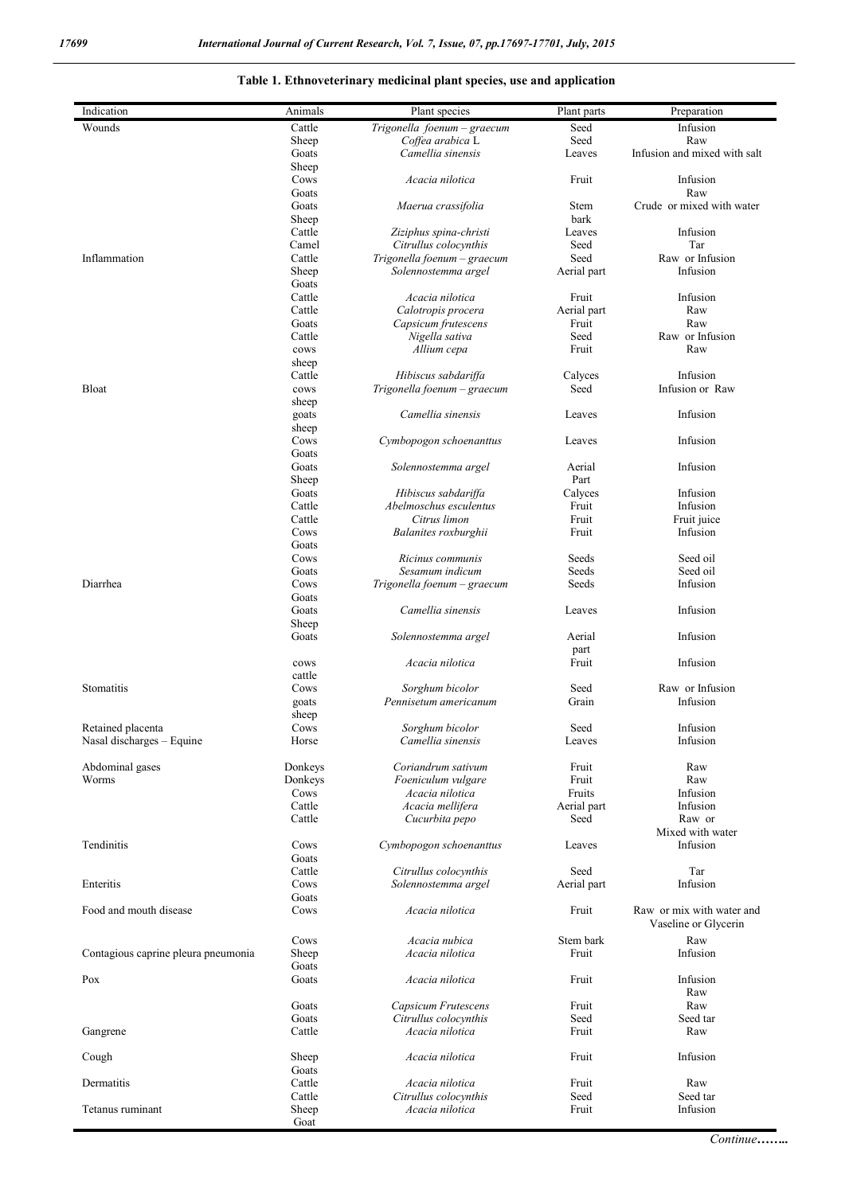**Table 1. Ethnoveterinary medicinal plant species, use and application**

| Indication | Animals | Plant species | Plant parts | Preparation |
|---|---|---|---|---|
| Wounds | Cattle | *Trigonella foenum – graecum* | Seed | Infusion |
| | Sheep | *Coffea arabica* L | Seed | Raw |
| | Goats<br>Sheep | *Camellia sinensis* | Leaves | Infusion and mixed with salt |
| | Cows<br>Goats | *Acacia nilotica* | Fruit | Infusion<br>Raw |
| | Goats<br>Sheep | *Maerua crassifolia* | Stem bark | Crude or mixed with water |
| | Cattle | *Ziziphus spina-christi* | Leaves | Infusion |
| | Camel | *Citrullus colocynthis* | Seed | Tar |
| Inflammation | Cattle | *Trigonella foenum – graecum* | Seed | Raw or Infusion |
| | Sheep<br>Goats | *Solennostemma argel* | Aerial part | Infusion |
| | Cattle | *Acacia nilotica* | Fruit | Infusion |
| | Cattle | *Calotropis procera* | Aerial part | Raw |
| | Goats | *Capsicum frutescens* | Fruit | Raw |
| | Cattle | *Nigella sativa* | Seed | Raw or Infusion |
| | cows<br>sheep | *Allium cepa* | Fruit | Raw |
| | Cattle | *Hibiscus sabdariffa* | Calyces | Infusion |
| Bloat | cows<br>sheep | *Trigonella foenum – graecum* | Seed | Infusion or Raw |
| | goats<br>sheep | *Camellia sinensis* | Leaves | Infusion |
| | Cows<br>Goats | *Cymbopogon schoenanttus* | Leaves | Infusion |
| | Goats<br>Sheep | *Solennostemma argel* | Aerial Part | Infusion |
| | Goats | *Hibiscus sabdariffa* | Calyces | Infusion |
| | Cattle | *Abelmoschus esculentus* | Fruit | Infusion |
| | Cattle | *Citrus limon* | Fruit | Fruit juice |
| | Cows<br>Goats | *Balanites roxburghii* | Fruit | Infusion |
| | Cows | *Ricinus communis* | Seeds | Seed oil |
| | Goats | *Sesamum indicum* | Seeds | Seed oil |
| Diarrhea | Cows<br>Goats | *Trigonella foenum – graecum* | Seeds | Infusion |
| | Goats<br>Sheep | *Camellia sinensis* | Leaves | Infusion |
| | Goats | *Solennostemma argel* | Aerial part | Infusion |
| | cows<br>cattle | *Acacia nilotica* | Fruit | Infusion |
| Stomatitis | Cows | *Sorghum bicolor* | Seed | Raw or Infusion |
| | goats<br>sheep | *Pennisetum americanum* | Grain | Infusion |
| Retained placenta | Cows | *Sorghum bicolor* | Seed | Infusion |
| Nasal discharges – Equine | Horse | *Camellia sinensis* | Leaves | Infusion |
| Abdominal gases | Donkeys | *Coriandrum sativum* | Fruit | Raw |
| Worms | Donkeys | *Foeniculum vulgare* | Fruit | Raw |
| | Cows | *Acacia nilotica* | Fruits | Infusion |
| | Cattle | *Acacia mellifera* | Aerial part | Infusion |
| | Cattle | *Cucurbita pepo* | Seed | Raw or<br>Mixed with water |
| Tendinitis | Cows<br>Goats | *Cymbopogon schoenanttus* | Leaves | Infusion |
| | Cattle | *Citrullus colocynthis* | Seed | Tar |
| Enteritis | Cows<br>Goats | *Solennostemma argel* | Aerial part | Infusion |
| Food and mouth disease | Cows | *Acacia nilotica* | Fruit | Raw or mix with water and Vaseline or Glycerin |
| | Cows | *Acacia nubica* | Stem bark | Raw |
| Contagious caprine pleura pneumonia | Sheep<br>Goats | *Acacia nilotica* | Fruit | Infusion |
| Pox | Goats | *Acacia nilotica* | Fruit | Infusion<br>Raw |
| | Goats | *Capsicum Frutescens* | Fruit | Raw |
| | Goats | *Citrullus colocynthis* | Seed | Seed tar |
| Gangrene | Cattle | *Acacia nilotica* | Fruit | Raw |
| Cough | Sheep<br>Goats | *Acacia nilotica* | Fruit | Infusion |
| Dermatitis | Cattle | *Acacia nilotica* | Fruit | Raw |
| | Cattle | *Citrullus colocynthis* | Seed | Seed tar |
| Tetanus ruminant | Sheep<br>Goat | *Acacia nilotica* | Fruit | Infusion |

*Continue……..*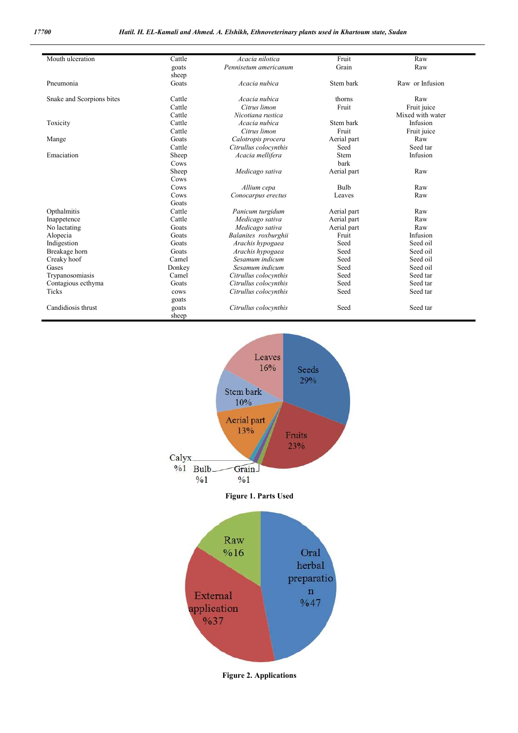| | | | | |
|---|---|---|---|---|
| Mouth ulceration | Cattle | *Acacia nilotica* | Fruit | Raw |
| | goats sheep | *Pennisetum americanum* | Grain | Raw |
| Pneumonia | Goats | *Acacia nubica* | Stem bark | Raw or Infusion |
| Snake and Scorpions bites | Cattle | *Acacia nubica* | thorns | Raw |
| | Cattle | *Citrus limon* | Fruit | Fruit juice |
| | Cattle | *Nicotiana rustica* | | Mixed with water |
| Toxicity | Cattle | *Acacia nubica* | Stem bark | Infusion |
| | Cattle | *Citrus limon* | Fruit | Fruit juice |
| Mange | Goats | *Calotropis procera* | Aerial part | Raw |
| | Cattle | *Citrullus colocynthis* | Seed | Seed tar |
| Emaciation | Sheep Cows | *Acacia mellifera* | Stem bark | Infusion |
| | Sheep Cows | *Medicago sativa* | Aerial part | Raw |
| | Cows | *Allium cepa* | Bulb | Raw |
| | Cows Goats | *Conocarpus erectus* | Leaves | Raw |
| Opthalmitis | Cattle | *Panicum turgidum* | Aerial part | Raw |
| Inappetence | Cattle | *Medicago sativa* | Aerial part | Raw |
| No lactating | Goats | *Medicago sativa* | Aerial part | Raw |
| Alopecia | Goats | *Balanites roxburghii* | Fruit | Infusion |
| Indigestion | Goats | *Arachis hypogaea* | Seed | Seed oil |
| Breakage horn | Goats | *Arachis hypogaea* | Seed | Seed oil |
| Creaky hoof | Camel | *Sesamum indicum* | Seed | Seed oil |
| Gases | Donkey | *Sesamum indicum* | Seed | Seed oil |
| Trypanosomiasis | Camel | *Citrullus colocynthis* | Seed | Seed tar |
| Contagious ecthyma | Goats | *Citrullus colocynthis* | Seed | Seed tar |
| Ticks | cows goats | *Citrullus colocynthis* | Seed | Seed tar |
| Candidiosis thrust | goats sheep | *Citrullus colocynthis* | Seed | Seed tar |

**Figure 1. Parts Used**

**Figure 2. Applications**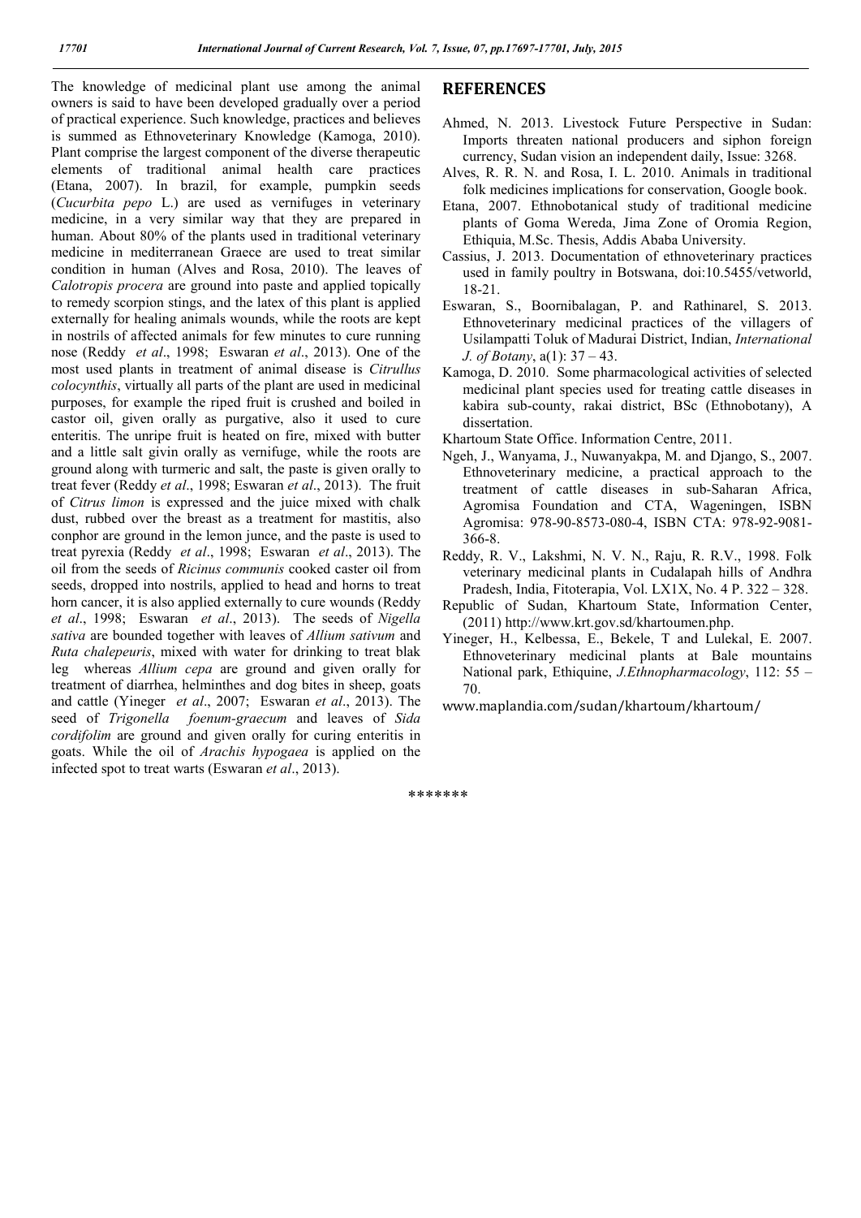The knowledge of medicinal plant use among the animal owners is said to have been developed gradually over a period of practical experience. Such knowledge, practices and believes is summed as Ethnoveterinary Knowledge (Kamoga, 2010). Plant comprise the largest component of the diverse therapeutic elements of traditional animal health care practices (Etana, 2007). In brazil, for example, pumpkin seeds (*Cucurbita pepo* L.) are used as vernifuges in veterinary medicine, in a very similar way that they are prepared in human. About 80% of the plants used in traditional veterinary medicine in mediterranean Graece are used to treat similar condition in human (Alves and Rosa, 2010). The leaves of *Calotropis procera* are ground into paste and applied topically to remedy scorpion stings, and the latex of this plant is applied externally for healing animals wounds, while the roots are kept in nostrils of affected animals for few minutes to cure running nose (Reddy *et al*., 1998; Eswaran *et al*., 2013). One of the most used plants in treatment of animal disease is *Citrullus colocynthis*, virtually all parts of the plant are used in medicinal purposes, for example the riped fruit is crushed and boiled in castor oil, given orally as purgative, also it used to cure enteritis. The unripe fruit is heated on fire, mixed with butter and a little salt givin orally as vernifuge, while the roots are ground along with turmeric and salt, the paste is given orally to treat fever (Reddy *et al*., 1998; Eswaran *et al*., 2013). The fruit of *Citrus limon* is expressed and the juice mixed with chalk dust, rubbed over the breast as a treatment for mastitis, also conphor are ground in the lemon junce, and the paste is used to treat pyrexia (Reddy *et al*., 1998; Eswaran *et al*., 2013). The oil from the seeds of *Ricinus communis* cooked caster oil from seeds, dropped into nostrils, applied to head and horns to treat horn cancer, it is also applied externally to cure wounds (Reddy *et al*., 1998; Eswaran *et al*., 2013). The seeds of *Nigella sativa* are bounded together with leaves of *Allium sativum* and *Ruta chalepeuris*, mixed with water for drinking to treat blak leg whereas *Allium cepa* are ground and given orally for treatment of diarrhea, helminthes and dog bites in sheep, goats and cattle (Yineger *et al*., 2007; Eswaran *et al*., 2013). The seed of *Trigonella foenum-graecum* and leaves of *Sida cordifolim* are ground and given orally for curing enteritis in goats. While the oil of *Arachis hypogaea* is applied on the infected spot to treat warts (Eswaran *et al*., 2013).

## REFERENCES

Ahmed, N. 2013. Livestock Future Perspective in Sudan: Imports threaten national producers and siphon foreign currency, Sudan vision an independent daily, Issue: 3268.

Alves, R. R. N. and Rosa, I. L. 2010. Animals in traditional folk medicines implications for conservation, Google book.

Etana, 2007. Ethnobotanical study of traditional medicine plants of Goma Wereda, Jima Zone of Oromia Region, Ethiquia, M.Sc. Thesis, Addis Ababa University.

Cassius, J. 2013. Documentation of ethnoveterinary practices used in family poultry in Botswana, doi:10.5455/vetworld, 18-21.

Eswaran, S., Boornibalagan, P. and Rathinarel, S. 2013. Ethnoveterinary medicinal practices of the villagers of Usilampatti Toluk of Madurai District, Indian, *International J. of Botany*, a(1): 37 – 43.

Kamoga, D. 2010. Some pharmacological activities of selected medicinal plant species used for treating cattle diseases in kabira sub-county, rakai district, BSc (Ethnobotany), A dissertation.

Khartoum State Office. Information Centre, 2011.

Ngeh, J., Wanyama, J., Nuwanyakpa, M. and Django, S., 2007. Ethnoveterinary medicine, a practical approach to the treatment of cattle diseases in sub-Saharan Africa, Agromisa Foundation and CTA, Wageningen, ISBN Agromisa: 978-90-8573-080-4, ISBN CTA: 978-92-9081-366-8.

Reddy, R. V., Lakshmi, N. V. N., Raju, R. R.V., 1998. Folk veterinary medicinal plants in Cudalapah hills of Andhra Pradesh, India, Fitoterapia, Vol. LX1X, No. 4 P. 322 – 328.

Republic of Sudan, Khartoum State, Information Center, (2011) http://www.krt.gov.sd/khartoumen.php.

Yineger, H., Kelbessa, E., Bekele, T and Lulekal, E. 2007. Ethnoveterinary medicinal plants at Bale mountains National park, Ethiquine, *J.Ethnopharmacology*, 112: 55 – 70.

www.maplandia.com/sudan/khartoum/khartoum/

*******